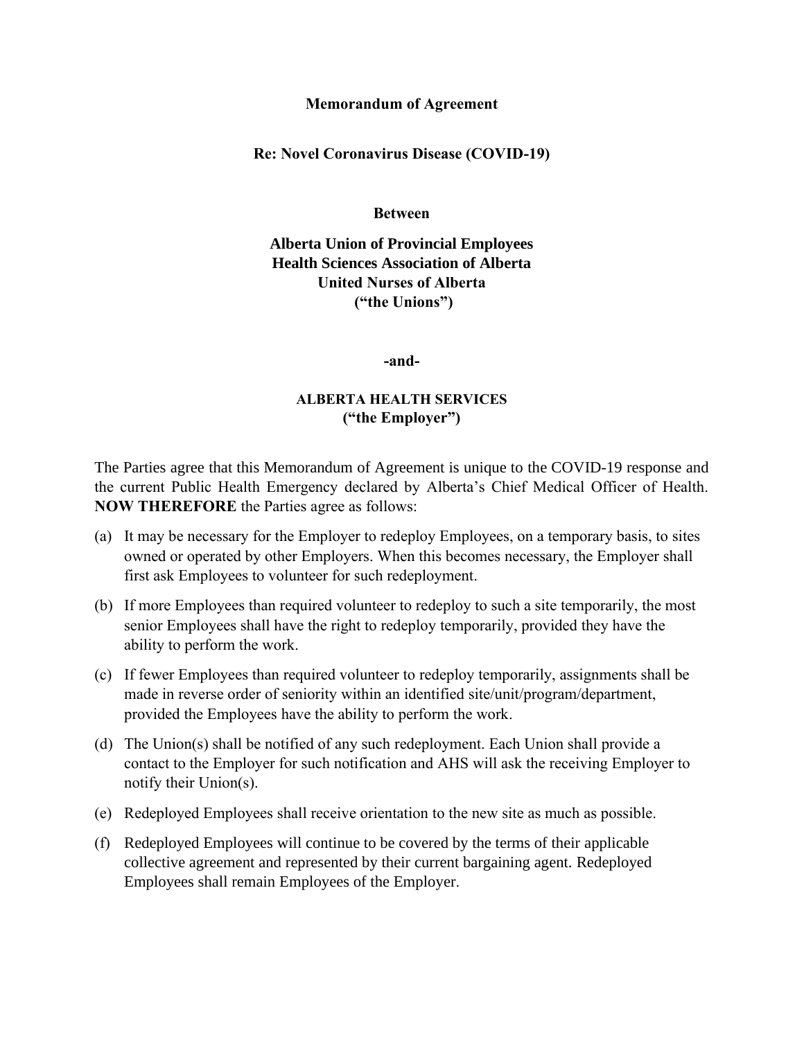**Memorandum of Agreement**

**Re: Novel Coronavirus Disease (COVID-19)**

**Between**

**Alberta Union of Provincial Employees**
**Health Sciences Association of Alberta**
**United Nurses of Alberta**
**("the Unions")**

**-and-**

**ALBERTA HEALTH SERVICES**
**("the Employer")**

The Parties agree that this Memorandum of Agreement is unique to the COVID-19 response and the current Public Health Emergency declared by Alberta's Chief Medical Officer of Health. **NOW THEREFORE** the Parties agree as follows:

(a) It may be necessary for the Employer to redeploy Employees, on a temporary basis, to sites owned or operated by other Employers. When this becomes necessary, the Employer shall first ask Employees to volunteer for such redeployment.

(b) If more Employees than required volunteer to redeploy to such a site temporarily, the most senior Employees shall have the right to redeploy temporarily, provided they have the ability to perform the work.

(c) If fewer Employees than required volunteer to redeploy temporarily, assignments shall be made in reverse order of seniority within an identified site/unit/program/department, provided the Employees have the ability to perform the work.

(d) The Union(s) shall be notified of any such redeployment. Each Union shall provide a contact to the Employer for such notification and AHS will ask the receiving Employer to notify their Union(s).

(e) Redeployed Employees shall receive orientation to the new site as much as possible.

(f) Redeployed Employees will continue to be covered by the terms of their applicable collective agreement and represented by their current bargaining agent. Redeployed Employees shall remain Employees of the Employer.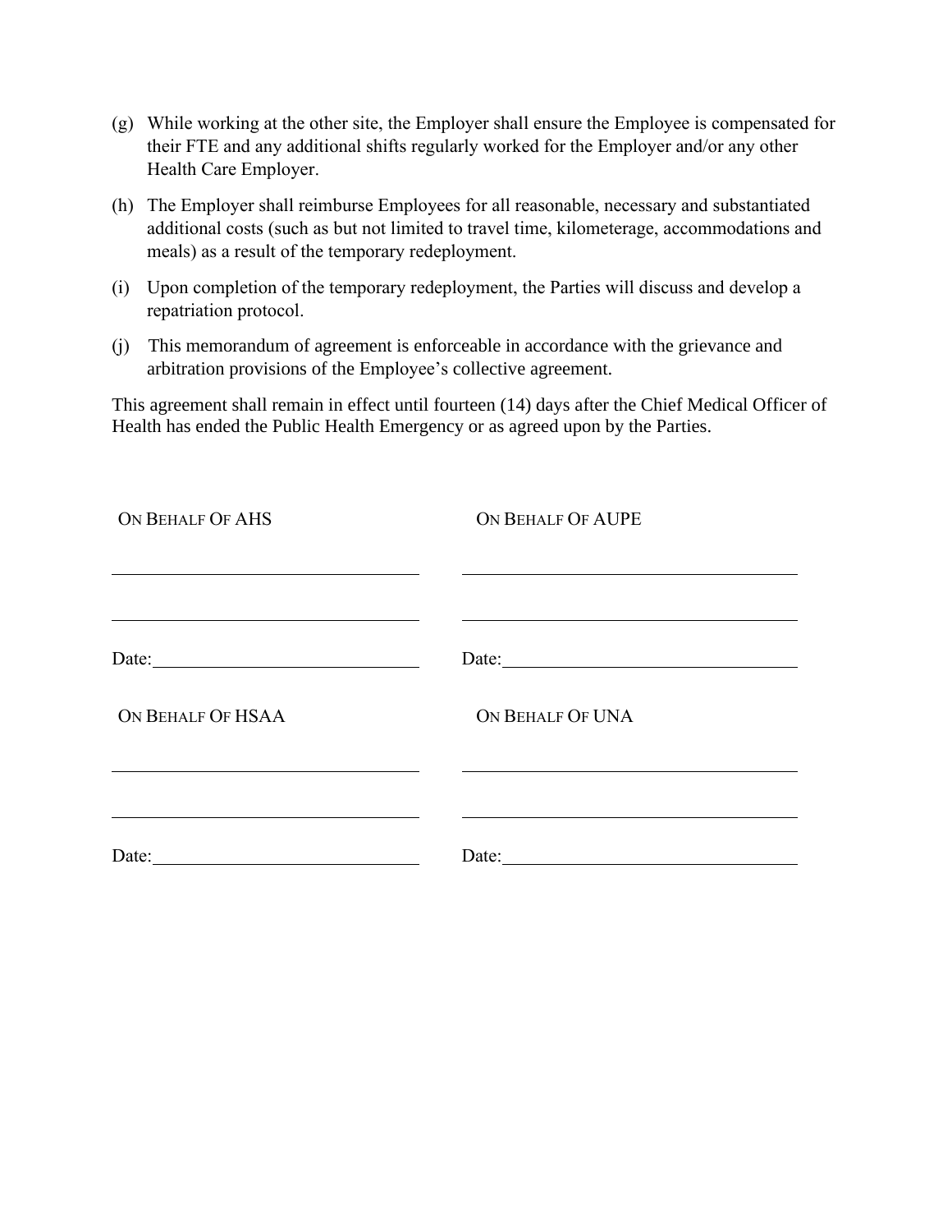(g) While working at the other site, the Employer shall ensure the Employee is compensated for their FTE and any additional shifts regularly worked for the Employer and/or any other Health Care Employer.

(h) The Employer shall reimburse Employees for all reasonable, necessary and substantiated additional costs (such as but not limited to travel time, kilometerage, accommodations and meals) as a result of the temporary redeployment.

(i) Upon completion of the temporary redeployment, the Parties will discuss and develop a repatriation protocol.

(j) This memorandum of agreement is enforceable in accordance with the grievance and arbitration provisions of the Employee's collective agreement.

This agreement shall remain in effect until fourteen (14) days after the Chief Medical Officer of Health has ended the Public Health Emergency or as agreed upon by the Parties.

| | |
|---|---|
| ON BEHALF OF AHS | ON BEHALF OF AUPE |
| ______________________________ | ______________________________ |
| ______________________________ | ______________________________ |
| Date:_________________________ | Date:_________________________ |
| ON BEHALF OF HSAA | ON BEHALF OF UNA |
| ______________________________ | ______________________________ |
| ______________________________ | ______________________________ |
| Date:_________________________ | Date:_________________________ |